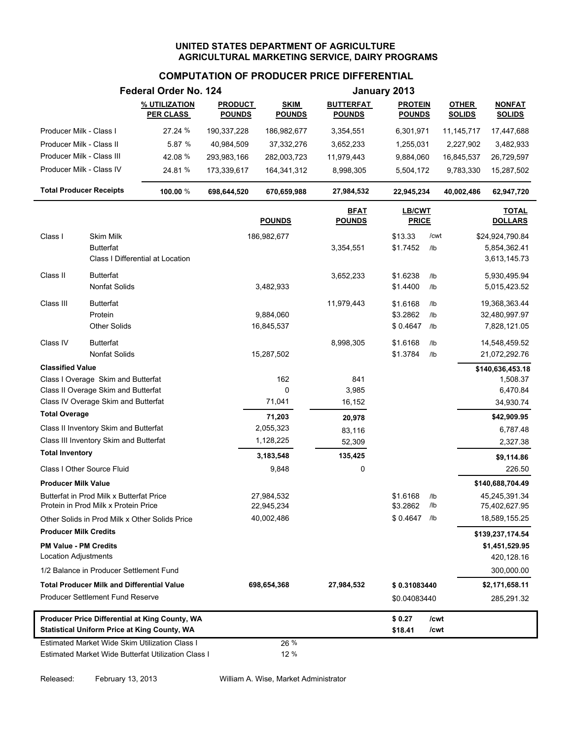# UNITED STATES DEPARTMENT OF AGRICULTURE
## AGRICULTURAL MARKETING SERVICE, DAIRY PROGRAMS

## COMPUTATION OF PRODUCER PRICE DIFFERENTIAL

**Federal Order No. 124** — **January 2013**

| | % UTILIZATION PER CLASS | PRODUCT POUNDS | SKIM POUNDS | BUTTERFAT POUNDS | PROTEIN POUNDS | OTHER SOLIDS | NONFAT SOLIDS |
|---|---|---|---|---|---|---|---|
| Producer Milk - Class I | 27.24 % | 190,337,228 | 186,982,677 | 3,354,551 | 6,301,971 | 11,145,717 | 17,447,688 |
| Producer Milk - Class II | 5.87 % | 40,984,509 | 37,332,276 | 3,652,233 | 1,255,031 | 2,227,902 | 3,482,933 |
| Producer Milk - Class III | 42.08 % | 293,983,166 | 282,003,723 | 11,979,443 | 9,884,060 | 16,845,537 | 26,729,597 |
| Producer Milk - Class IV | 24.81 % | 173,339,617 | 164,341,312 | 8,998,305 | 5,504,172 | 9,783,330 | 15,287,502 |
| **Total Producer Receipts** | **100.00 %** | **698,644,520** | **670,659,988** | **27,984,532** | **22,945,234** | **40,002,486** | **62,947,720** |

| | | POUNDS | BFAT POUNDS | LB/CWT PRICE | | TOTAL DOLLARS |
|---|---|---|---|---|---|---|
| Class I | Skim Milk | 186,982,677 | | $13.33 | /cwt | $24,924,790.84 |
| | Butterfat | | 3,354,551 | $1.7452 | /lb | 5,854,362.41 |
| | Class I Differential at Location | | | | | 3,613,145.73 |
| Class II | Butterfat | | 3,652,233 | $1.6238 | /lb | 5,930,495.94 |
| | Nonfat Solids | 3,482,933 | | $1.4400 | /lb | 5,015,423.52 |
| Class III | Butterfat | | 11,979,443 | $1.6168 | /lb | 19,368,363.44 |
| | Protein | 9,884,060 | | $3.2862 | /lb | 32,480,997.97 |
| | Other Solids | 16,845,537 | | $ 0.4647 | /lb | 7,828,121.05 |
| Class IV | Butterfat | | 8,998,305 | $1.6168 | /lb | 14,548,459.52 |
| | Nonfat Solids | 15,287,502 | | $1.3784 | /lb | 21,072,292.76 |
| **Classified Value** | | | | | | **$140,636,453.18** |
| Class I Overage Skim and Butterfat | | 162 | 841 | | | 1,508.37 |
| Class II Overage Skim and Butterfat | | 0 | 3,985 | | | 6,470.84 |
| Class IV Overage Skim and Butterfat | | 71,041 | 16,152 | | | 34,930.74 |
| **Total Overage** | | **71,203** | **20,978** | | | **$42,909.95** |
| Class II Inventory Skim and Butterfat | | 2,055,323 | 83,116 | | | 6,787.48 |
| Class III Inventory Skim and Butterfat | | 1,128,225 | 52,309 | | | 2,327.38 |
| **Total Inventory** | | **3,183,548** | **135,425** | | | **$9,114.86** |
| Class I Other Source Fluid | | 9,848 | 0 | | | 226.50 |
| **Producer Milk Value** | | | | | | **$140,688,704.49** |
| Butterfat in Prod Milk x Butterfat Price | | 27,984,532 | | $1.6168 | /lb | 45,245,391.34 |
| Protein in Prod Milk x Protein Price | | 22,945,234 | | $3.2862 | /lb | 75,402,627.95 |
| Other Solids in Prod Milk x Other Solids Price | | 40,002,486 | | $ 0.4647 | /lb | 18,589,155.25 |
| **Producer Milk Credits** | | | | | | **$139,237,174.54** |
| **PM Value - PM Credits** | | | | | | **$1,451,529.95** |
| Location Adjustments | | | | | | 420,128.16 |
| 1/2 Balance in Producer Settlement Fund | | | | | | 300,000.00 |
| **Total Producer Milk and Differential Value** | | **698,654,368** | **27,984,532** | **$ 0.31083440** | | **$2,171,658.11** |
| Producer Settlement Fund Reserve | | | | $0.04083440 | | 285,291.32 |
| **Producer Price Differential at King County, WA** | | | | **$ 0.27** | **/cwt** | |
| **Statistical Uniform Price at King County, WA** | | | | **$18.41** | **/cwt** | |
| Estimated Market Wide Skim Utilization Class I | | 26 % | | | | |
| Estimated Market Wide Butterfat Utilization Class I | | 12 % | | | | |

Released: February 13, 2013 — William A. Wise, Market Administrator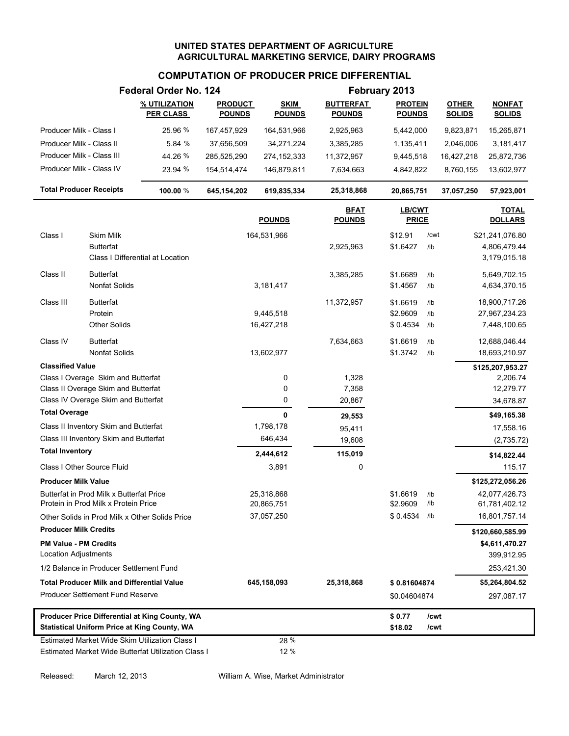# UNITED STATES DEPARTMENT OF AGRICULTURE
## AGRICULTURAL MARKETING SERVICE, DAIRY PROGRAMS

## COMPUTATION OF PRODUCER PRICE DIFFERENTIAL

**Federal Order No. 124** — **February 2013**

| | % UTILIZATION PER CLASS | PRODUCT POUNDS | SKIM POUNDS | BUTTERFAT POUNDS | PROTEIN POUNDS | OTHER SOLIDS | NONFAT SOLIDS |
|---|---|---|---|---|---|---|---|
| Producer Milk - Class I | 25.96 % | 167,457,929 | 164,531,966 | 2,925,963 | 5,442,000 | 9,823,871 | 15,265,871 |
| Producer Milk - Class II | 5.84 % | 37,656,509 | 34,271,224 | 3,385,285 | 1,135,411 | 2,046,006 | 3,181,417 |
| Producer Milk - Class III | 44.26 % | 285,525,290 | 274,152,333 | 11,372,957 | 9,445,518 | 16,427,218 | 25,872,736 |
| Producer Milk - Class IV | 23.94 % | 154,514,474 | 146,879,811 | 7,634,663 | 4,842,822 | 8,760,155 | 13,602,977 |
| **Total Producer Receipts** | **100.00 %** | **645,154,202** | **619,835,334** | **25,318,868** | **20,865,751** | **37,057,250** | **57,923,001** |

| | | POUNDS | BFAT POUNDS | LB/CWT PRICE | | TOTAL DOLLARS |
|---|---|---|---|---|---|---|
| Class I | Skim Milk | 164,531,966 | | $12.91 | /cwt | $21,241,076.80 |
| | Butterfat | | 2,925,963 | $1.6427 | /lb | 4,806,479.44 |
| | Class I Differential at Location | | | | | 3,179,015.18 |
| Class II | Butterfat | | 3,385,285 | $1.6689 | /lb | 5,649,702.15 |
| | Nonfat Solids | 3,181,417 | | $1.4567 | /lb | 4,634,370.15 |
| Class III | Butterfat | | 11,372,957 | $1.6619 | /lb | 18,900,717.26 |
| | Protein | 9,445,518 | | $2.9609 | /lb | 27,967,234.23 |
| | Other Solids | 16,427,218 | | $ 0.4534 | /lb | 7,448,100.65 |
| Class IV | Butterfat | | 7,634,663 | $1.6619 | /lb | 12,688,046.44 |
| | Nonfat Solids | 13,602,977 | | $1.3742 | /lb | 18,693,210.97 |
| **Classified Value** | | | | | | **$125,207,953.27** |
| Class I Overage Skim and Butterfat | | 0 | 1,328 | | | 2,206.74 |
| Class II Overage Skim and Butterfat | | 0 | 7,358 | | | 12,279.77 |
| Class IV Overage Skim and Butterfat | | 0 | 20,867 | | | 34,678.87 |
| **Total Overage** | | **0** | **29,553** | | | **$49,165.38** |
| Class II Inventory Skim and Butterfat | | 1,798,178 | 95,411 | | | 17,558.16 |
| Class III Inventory Skim and Butterfat | | 646,434 | 19,608 | | | (2,735.72) |
| **Total Inventory** | | **2,444,612** | **115,019** | | | **$14,822.44** |
| Class I Other Source Fluid | | 3,891 | 0 | | | 115.17 |
| **Producer Milk Value** | | | | | | **$125,272,056.26** |
| Butterfat in Prod Milk x Butterfat Price | | 25,318,868 | | $1.6619 | /lb | 42,077,426.73 |
| Protein in Prod Milk x Protein Price | | 20,865,751 | | $2.9609 | /lb | 61,781,402.12 |
| Other Solids in Prod Milk x Other Solids Price | | 37,057,250 | | $ 0.4534 | /lb | 16,801,757.14 |
| **Producer Milk Credits** | | | | | | **$120,660,585.99** |
| **PM Value - PM Credits** | | | | | | **$4,611,470.27** |
| Location Adjustments | | | | | | 399,912.95 |
| 1/2 Balance in Producer Settlement Fund | | | | | | 253,421.30 |
| **Total Producer Milk and Differential Value** | | **645,158,093** | **25,318,868** | **$ 0.81604874** | | **$5,264,804.52** |
| Producer Settlement Fund Reserve | | | | $0.04604874 | | 297,087.17 |
| **Producer Price Differential at King County, WA** | | | | **$ 0.77** | **/cwt** | |
| **Statistical Uniform Price at King County, WA** | | | | **$18.02** | **/cwt** | |
| Estimated Market Wide Skim Utilization Class I | | 28 % | | | | |
| Estimated Market Wide Butterfat Utilization Class I | | 12 % | | | | |

Released: March 12, 2013 — William A. Wise, Market Administrator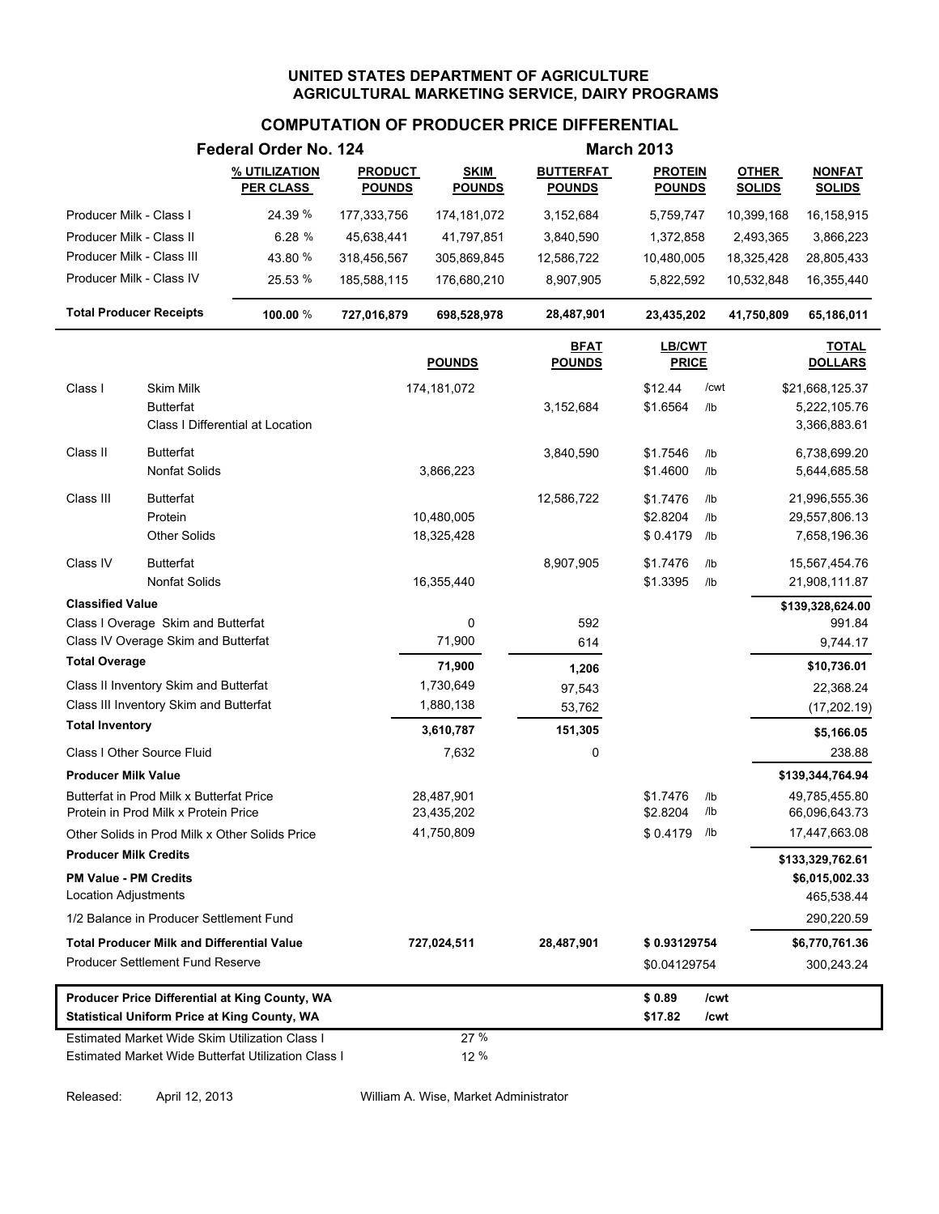# UNITED STATES DEPARTMENT OF AGRICULTURE
## AGRICULTURAL MARKETING SERVICE, DAIRY PROGRAMS

### COMPUTATION OF PRODUCER PRICE DIFFERENTIAL

**Federal Order No. 124** — **March 2013**

| | % UTILIZATION PER CLASS | PRODUCT POUNDS | SKIM POUNDS | BUTTERFAT POUNDS | PROTEIN POUNDS | OTHER SOLIDS | NONFAT SOLIDS |
|---|---|---|---|---|---|---|---|
| Producer Milk - Class I | 24.39 % | 177,333,756 | 174,181,072 | 3,152,684 | 5,759,747 | 10,399,168 | 16,158,915 |
| Producer Milk - Class II | 6.28 % | 45,638,441 | 41,797,851 | 3,840,590 | 1,372,858 | 2,493,365 | 3,866,223 |
| Producer Milk - Class III | 43.80 % | 318,456,567 | 305,869,845 | 12,586,722 | 10,480,005 | 18,325,428 | 28,805,433 |
| Producer Milk - Class IV | 25.53 % | 185,588,115 | 176,680,210 | 8,907,905 | 5,822,592 | 10,532,848 | 16,355,440 |
| **Total Producer Receipts** | **100.00 %** | **727,016,879** | **698,528,978** | **28,487,901** | **23,435,202** | **41,750,809** | **65,186,011** |

| | | POUNDS | BFAT POUNDS | LB/CWT PRICE | | TOTAL DOLLARS |
|---|---|---|---|---|---|---|
| Class I | Skim Milk | 174,181,072 | | $12.44 | /cwt | $21,668,125.37 |
| | Butterfat | | 3,152,684 | $1.6564 | /lb | 5,222,105.76 |
| | Class I Differential at Location | | | | | 3,366,883.61 |
| Class II | Butterfat | | 3,840,590 | $1.7546 | /lb | 6,738,699.20 |
| | Nonfat Solids | 3,866,223 | | $1.4600 | /lb | 5,644,685.58 |
| Class III | Butterfat | | 12,586,722 | $1.7476 | /lb | 21,996,555.36 |
| | Protein | 10,480,005 | | $2.8204 | /lb | 29,557,806.13 |
| | Other Solids | 18,325,428 | | $ 0.4179 | /lb | 7,658,196.36 |
| Class IV | Butterfat | | 8,907,905 | $1.7476 | /lb | 15,567,454.76 |
| | Nonfat Solids | 16,355,440 | | $1.3395 | /lb | 21,908,111.87 |
| **Classified Value** | | | | | | **$139,328,624.00** |
| Class I Overage Skim and Butterfat | | 0 | 592 | | | 991.84 |
| Class IV Overage Skim and Butterfat | | 71,900 | 614 | | | 9,744.17 |
| **Total Overage** | | **71,900** | **1,206** | | | **$10,736.01** |
| Class II Inventory Skim and Butterfat | | 1,730,649 | 97,543 | | | 22,368.24 |
| Class III Inventory Skim and Butterfat | | 1,880,138 | 53,762 | | | (17,202.19) |
| **Total Inventory** | | **3,610,787** | **151,305** | | | **$5,166.05** |
| Class I Other Source Fluid | | 7,632 | 0 | | | 238.88 |
| **Producer Milk Value** | | | | | | **$139,344,764.94** |
| Butterfat in Prod Milk x Butterfat Price | | 28,487,901 | | $1.7476 | /lb | 49,785,455.80 |
| Protein in Prod Milk x Protein Price | | 23,435,202 | | $2.8204 | /lb | 66,096,643.73 |
| Other Solids in Prod Milk x Other Solids Price | | 41,750,809 | | $ 0.4179 | /lb | 17,447,663.08 |
| **Producer Milk Credits** | | | | | | **$133,329,762.61** |
| **PM Value - PM Credits** | | | | | | **$6,015,002.33** |
| Location Adjustments | | | | | | 465,538.44 |
| 1/2 Balance in Producer Settlement Fund | | | | | | 290,220.59 |
| **Total Producer Milk and Differential Value** | | **727,024,511** | **28,487,901** | **$ 0.93129754** | | **$6,770,761.36** |
| Producer Settlement Fund Reserve | | | | $0.04129754 | | 300,243.24 |

| | | |
|---|---|---|
| **Producer Price Differential at King County, WA** | **$ 0.89** | **/cwt** |
| **Statistical Uniform Price at King County, WA** | **$17.82** | **/cwt** |

Estimated Market Wide Skim Utilization Class I: 27 %

Estimated Market Wide Butterfat Utilization Class I: 12 %

Released: April 12, 2013 — William A. Wise, Market Administrator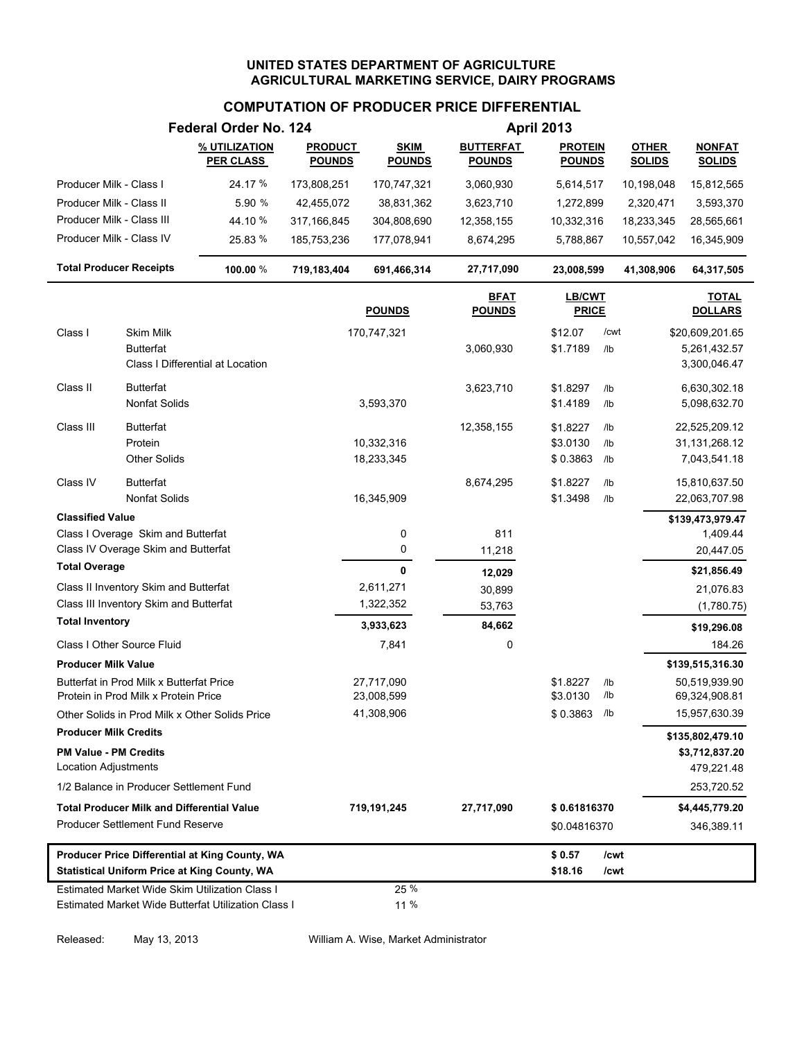# UNITED STATES DEPARTMENT OF AGRICULTURE
## AGRICULTURAL MARKETING SERVICE, DAIRY PROGRAMS

### COMPUTATION OF PRODUCER PRICE DIFFERENTIAL

**Federal Order No. 124** — **April 2013**

| | % UTILIZATION PER CLASS | PRODUCT POUNDS | SKIM POUNDS | BUTTERFAT POUNDS | PROTEIN POUNDS | OTHER SOLIDS | NONFAT SOLIDS |
|---|---|---|---|---|---|---|---|
| Producer Milk - Class I | 24.17 % | 173,808,251 | 170,747,321 | 3,060,930 | 5,614,517 | 10,198,048 | 15,812,565 |
| Producer Milk - Class II | 5.90 % | 42,455,072 | 38,831,362 | 3,623,710 | 1,272,899 | 2,320,471 | 3,593,370 |
| Producer Milk - Class III | 44.10 % | 317,166,845 | 304,808,690 | 12,358,155 | 10,332,316 | 18,233,345 | 28,565,661 |
| Producer Milk - Class IV | 25.83 % | 185,753,236 | 177,078,941 | 8,674,295 | 5,788,867 | 10,557,042 | 16,345,909 |
| **Total Producer Receipts** | **100.00 %** | **719,183,404** | **691,466,314** | **27,717,090** | **23,008,599** | **41,308,906** | **64,317,505** |

| | | POUNDS | BFAT POUNDS | LB/CWT PRICE | | TOTAL DOLLARS |
|---|---|---|---|---|---|---|
| Class I | Skim Milk | 170,747,321 | | $12.07 | /cwt | $20,609,201.65 |
| | Butterfat | | 3,060,930 | $1.7189 | /lb | 5,261,432.57 |
| | Class I Differential at Location | | | | | 3,300,046.47 |
| Class II | Butterfat | | 3,623,710 | $1.8297 | /lb | 6,630,302.18 |
| | Nonfat Solids | 3,593,370 | | $1.4189 | /lb | 5,098,632.70 |
| Class III | Butterfat | | 12,358,155 | $1.8227 | /lb | 22,525,209.12 |
| | Protein | 10,332,316 | | $3.0130 | /lb | 31,131,268.12 |
| | Other Solids | 18,233,345 | | $ 0.3863 | /lb | 7,043,541.18 |
| Class IV | Butterfat | | 8,674,295 | $1.8227 | /lb | 15,810,637.50 |
| | Nonfat Solids | 16,345,909 | | $1.3498 | /lb | 22,063,707.98 |
| **Classified Value** | | | | | | **$139,473,979.47** |
| Class I Overage Skim and Butterfat | | 0 | 811 | | | 1,409.44 |
| Class IV Overage Skim and Butterfat | | 0 | 11,218 | | | 20,447.05 |
| **Total Overage** | | **0** | **12,029** | | | **$21,856.49** |
| Class II Inventory Skim and Butterfat | | 2,611,271 | 30,899 | | | 21,076.83 |
| Class III Inventory Skim and Butterfat | | 1,322,352 | 53,763 | | | (1,780.75) |
| **Total Inventory** | | **3,933,623** | **84,662** | | | **$19,296.08** |
| Class I Other Source Fluid | | 7,841 | 0 | | | 184.26 |
| **Producer Milk Value** | | | | | | **$139,515,316.30** |
| Butterfat in Prod Milk x Butterfat Price | | 27,717,090 | | $1.8227 | /lb | 50,519,939.90 |
| Protein in Prod Milk x Protein Price | | 23,008,599 | | $3.0130 | /lb | 69,324,908.81 |
| Other Solids in Prod Milk x Other Solids Price | | 41,308,906 | | $ 0.3863 | /lb | 15,957,630.39 |
| **Producer Milk Credits** | | | | | | **$135,802,479.10** |
| **PM Value - PM Credits** | | | | | | **$3,712,837.20** |
| Location Adjustments | | | | | | 479,221.48 |
| 1/2 Balance in Producer Settlement Fund | | | | | | 253,720.52 |
| **Total Producer Milk and Differential Value** | | **719,191,245** | **27,717,090** | **$ 0.61816370** | | **$4,445,779.20** |
| Producer Settlement Fund Reserve | | | | $0.04816370 | | 346,389.11 |

| | | |
|---|---|---|
| **Producer Price Differential at King County, WA** | **$ 0.57** | **/cwt** |
| **Statistical Uniform Price at King County, WA** | **$18.16** | **/cwt** |

Estimated Market Wide Skim Utilization Class I: 25 %

Estimated Market Wide Butterfat Utilization Class I: 11 %

Released: May 13, 2013

William A. Wise, Market Administrator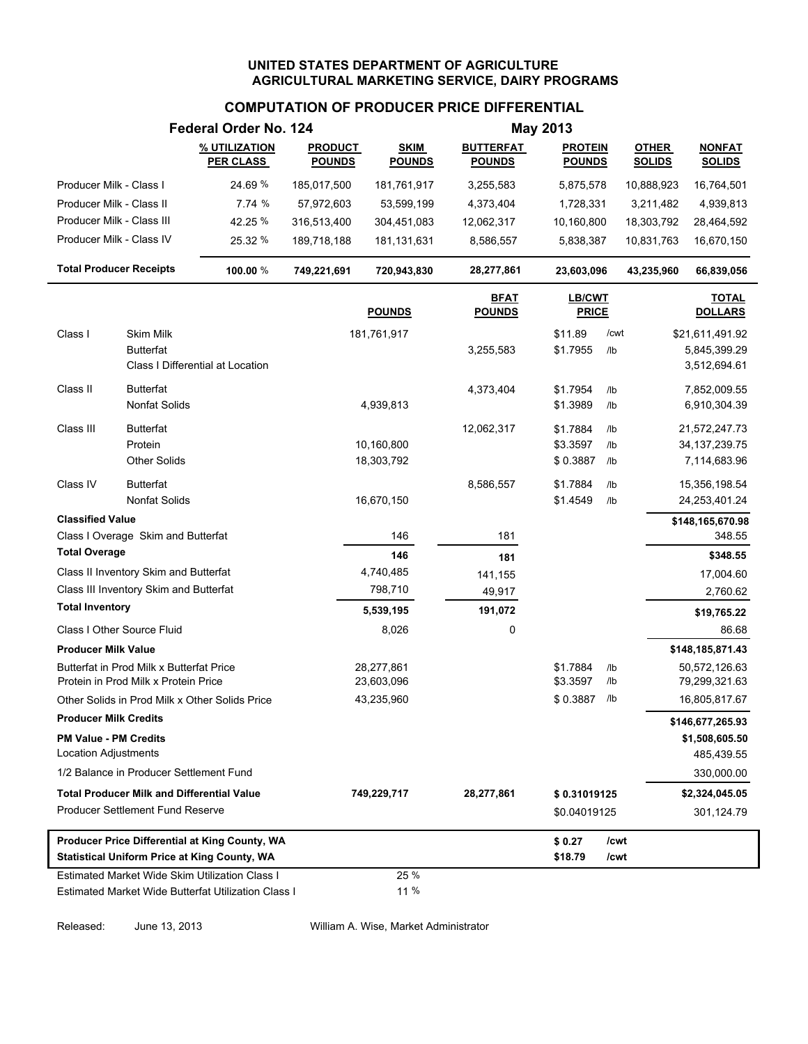# UNITED STATES DEPARTMENT OF AGRICULTURE
## AGRICULTURAL MARKETING SERVICE, DAIRY PROGRAMS

### COMPUTATION OF PRODUCER PRICE DIFFERENTIAL

**Federal Order No. 124** — **May 2013**

| | % UTILIZATION PER CLASS | PRODUCT POUNDS | SKIM POUNDS | BUTTERFAT POUNDS | PROTEIN POUNDS | OTHER SOLIDS | NONFAT SOLIDS |
|---|---|---|---|---|---|---|---|
| Producer Milk - Class I | 24.69 % | 185,017,500 | 181,761,917 | 3,255,583 | 5,875,578 | 10,888,923 | 16,764,501 |
| Producer Milk - Class II | 7.74 % | 57,972,603 | 53,599,199 | 4,373,404 | 1,728,331 | 3,211,482 | 4,939,813 |
| Producer Milk - Class III | 42.25 % | 316,513,400 | 304,451,083 | 12,062,317 | 10,160,800 | 18,303,792 | 28,464,592 |
| Producer Milk - Class IV | 25.32 % | 189,718,188 | 181,131,631 | 8,586,557 | 5,838,387 | 10,831,763 | 16,670,150 |
| **Total Producer Receipts** | **100.00 %** | **749,221,691** | **720,943,830** | **28,277,861** | **23,603,096** | **43,235,960** | **66,839,056** |

| | | POUNDS | BFAT POUNDS | LB/CWT PRICE | | TOTAL DOLLARS |
|---|---|---|---|---|---|---|
| Class I | Skim Milk | 181,761,917 | | $11.89 | /cwt | $21,611,491.92 |
| | Butterfat | | 3,255,583 | $1.7955 | /lb | 5,845,399.29 |
| | Class I Differential at Location | | | | | 3,512,694.61 |
| Class II | Butterfat | | 4,373,404 | $1.7954 | /lb | 7,852,009.55 |
| | Nonfat Solids | 4,939,813 | | $1.3989 | /lb | 6,910,304.39 |
| Class III | Butterfat | | 12,062,317 | $1.7884 | /lb | 21,572,247.73 |
| | Protein | 10,160,800 | | $3.3597 | /lb | 34,137,239.75 |
| | Other Solids | 18,303,792 | | $ 0.3887 | /lb | 7,114,683.96 |
| Class IV | Butterfat | | 8,586,557 | $1.7884 | /lb | 15,356,198.54 |
| | Nonfat Solids | 16,670,150 | | $1.4549 | /lb | 24,253,401.24 |
| **Classified Value** | | | | | | **$148,165,670.98** |
| Class I Overage Skim and Butterfat | | 146 | 181 | | | 348.55 |
| **Total Overage** | | **146** | **181** | | | **$348.55** |
| Class II Inventory Skim and Butterfat | | 4,740,485 | 141,155 | | | 17,004.60 |
| Class III Inventory Skim and Butterfat | | 798,710 | 49,917 | | | 2,760.62 |
| **Total Inventory** | | **5,539,195** | **191,072** | | | **$19,765.22** |
| Class I Other Source Fluid | | 8,026 | 0 | | | 86.68 |
| **Producer Milk Value** | | | | | | **$148,185,871.43** |
| Butterfat in Prod Milk x Butterfat Price | | 28,277,861 | | $1.7884 | /lb | 50,572,126.63 |
| Protein in Prod Milk x Protein Price | | 23,603,096 | | $3.3597 | /lb | 79,299,321.63 |
| Other Solids in Prod Milk x Other Solids Price | | 43,235,960 | | $ 0.3887 | /lb | 16,805,817.67 |
| **Producer Milk Credits** | | | | | | **$146,677,265.93** |
| **PM Value - PM Credits** | | | | | | **$1,508,605.50** |
| Location Adjustments | | | | | | 485,439.55 |
| 1/2 Balance in Producer Settlement Fund | | | | | | 330,000.00 |
| **Total Producer Milk and Differential Value** | | **749,229,717** | **28,277,861** | **$ 0.31019125** | | **$2,324,045.05** |
| Producer Settlement Fund Reserve | | | | $0.04019125 | | 301,124.79 |
| **Producer Price Differential at King County, WA** | | | | **$ 0.27** | **/cwt** | |
| **Statistical Uniform Price at King County, WA** | | | | **$18.79** | **/cwt** | |
| Estimated Market Wide Skim Utilization Class I | | 25 % | | | | |
| Estimated Market Wide Butterfat Utilization Class I | | 11 % | | | | |

Released: June 13, 2013 — William A. Wise, Market Administrator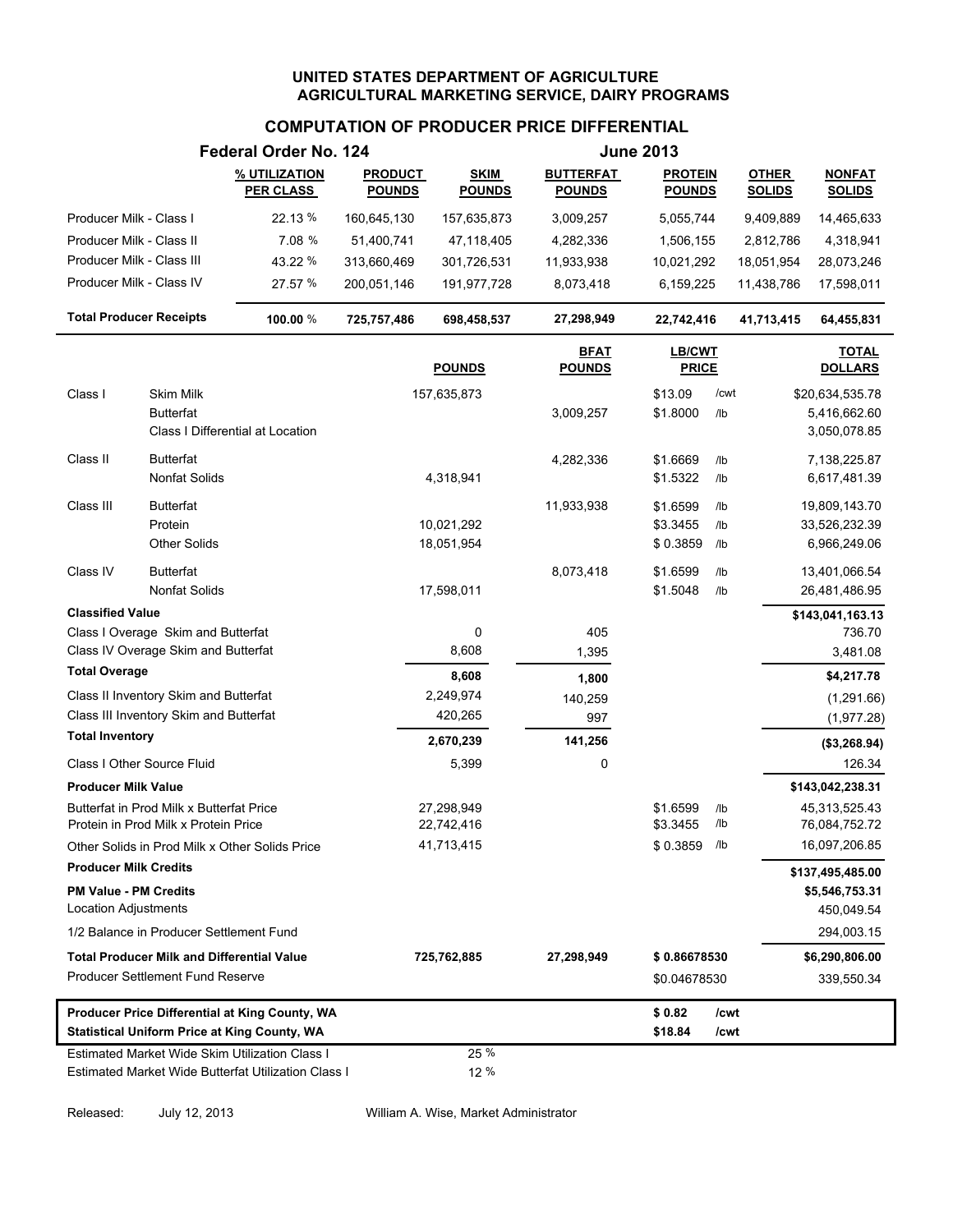# UNITED STATES DEPARTMENT OF AGRICULTURE
## AGRICULTURAL MARKETING SERVICE, DAIRY PROGRAMS

### COMPUTATION OF PRODUCER PRICE DIFFERENTIAL

**Federal Order No. 124** — **June 2013**

| | % UTILIZATION PER CLASS | PRODUCT POUNDS | SKIM POUNDS | BUTTERFAT POUNDS | PROTEIN POUNDS | OTHER SOLIDS | NONFAT SOLIDS |
|---|---|---|---|---|---|---|---|
| Producer Milk - Class I | 22.13 % | 160,645,130 | 157,635,873 | 3,009,257 | 5,055,744 | 9,409,889 | 14,465,633 |
| Producer Milk - Class II | 7.08 % | 51,400,741 | 47,118,405 | 4,282,336 | 1,506,155 | 2,812,786 | 4,318,941 |
| Producer Milk - Class III | 43.22 % | 313,660,469 | 301,726,531 | 11,933,938 | 10,021,292 | 18,051,954 | 28,073,246 |
| Producer Milk - Class IV | 27.57 % | 200,051,146 | 191,977,728 | 8,073,418 | 6,159,225 | 11,438,786 | 17,598,011 |
| **Total Producer Receipts** | **100.00 %** | **725,757,486** | **698,458,537** | **27,298,949** | **22,742,416** | **41,713,415** | **64,455,831** |

| | | POUNDS | BFAT POUNDS | LB/CWT PRICE | | TOTAL DOLLARS |
|---|---|---|---|---|---|---|
| Class I | Skim Milk | 157,635,873 | | $13.09 | /cwt | $20,634,535.78 |
| | Butterfat | | 3,009,257 | $1.8000 | /lb | 5,416,662.60 |
| | Class I Differential at Location | | | | | 3,050,078.85 |
| Class II | Butterfat | | 4,282,336 | $1.6669 | /lb | 7,138,225.87 |
| | Nonfat Solids | 4,318,941 | | $1.5322 | /lb | 6,617,481.39 |
| Class III | Butterfat | | 11,933,938 | $1.6599 | /lb | 19,809,143.70 |
| | Protein | 10,021,292 | | $3.3455 | /lb | 33,526,232.39 |
| | Other Solids | 18,051,954 | | $ 0.3859 | /lb | 6,966,249.06 |
| Class IV | Butterfat | | 8,073,418 | $1.6599 | /lb | 13,401,066.54 |
| | Nonfat Solids | 17,598,011 | | $1.5048 | /lb | 26,481,486.95 |
| **Classified Value** | | | | | | **$143,041,163.13** |
| Class I Overage Skim and Butterfat | | 0 | 405 | | | 736.70 |
| Class IV Overage Skim and Butterfat | | 8,608 | 1,395 | | | 3,481.08 |
| **Total Overage** | | **8,608** | **1,800** | | | **$4,217.78** |
| Class II Inventory Skim and Butterfat | | 2,249,974 | 140,259 | | | (1,291.66) |
| Class III Inventory Skim and Butterfat | | 420,265 | 997 | | | (1,977.28) |
| **Total Inventory** | | **2,670,239** | **141,256** | | | **($3,268.94)** |
| Class I Other Source Fluid | | 5,399 | 0 | | | 126.34 |
| **Producer Milk Value** | | | | | | **$143,042,238.31** |
| Butterfat in Prod Milk x Butterfat Price | | 27,298,949 | | $1.6599 | /lb | 45,313,525.43 |
| Protein in Prod Milk x Protein Price | | 22,742,416 | | $3.3455 | /lb | 76,084,752.72 |
| Other Solids in Prod Milk x Other Solids Price | | 41,713,415 | | $ 0.3859 | /lb | 16,097,206.85 |
| **Producer Milk Credits** | | | | | | **$137,495,485.00** |
| **PM Value - PM Credits** | | | | | | **$5,546,753.31** |
| Location Adjustments | | | | | | 450,049.54 |
| 1/2 Balance in Producer Settlement Fund | | | | | | 294,003.15 |
| **Total Producer Milk and Differential Value** | | **725,762,885** | **27,298,949** | **$ 0.86678530** | | **$6,290,806.00** |
| Producer Settlement Fund Reserve | | | | $0.04678530 | | 339,550.34 |
| **Producer Price Differential at King County, WA** | | | | **$ 0.82** | **/cwt** | |
| **Statistical Uniform Price at King County, WA** | | | | **$18.84** | **/cwt** | |
| Estimated Market Wide Skim Utilization Class I | | 25 % | | | | |
| Estimated Market Wide Butterfat Utilization Class I | | 12 % | | | | |

Released: July 12, 2013 — William A. Wise, Market Administrator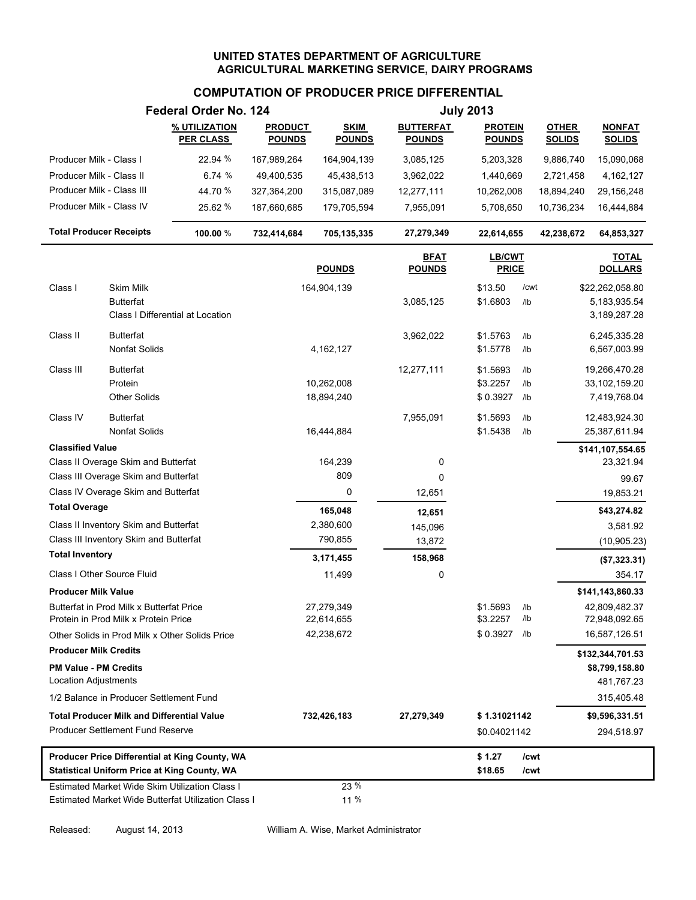**UNITED STATES DEPARTMENT OF AGRICULTURE**
**AGRICULTURAL MARKETING SERVICE, DAIRY PROGRAMS**

## COMPUTATION OF PRODUCER PRICE DIFFERENTIAL

**Federal Order No. 124** — **July 2013**

| | % UTILIZATION PER CLASS | PRODUCT POUNDS | SKIM POUNDS | BUTTERFAT POUNDS | PROTEIN POUNDS | OTHER SOLIDS | NONFAT SOLIDS |
|---|---|---|---|---|---|---|---|
| Producer Milk - Class I | 22.94 % | 167,989,264 | 164,904,139 | 3,085,125 | 5,203,328 | 9,886,740 | 15,090,068 |
| Producer Milk - Class II | 6.74 % | 49,400,535 | 45,438,513 | 3,962,022 | 1,440,669 | 2,721,458 | 4,162,127 |
| Producer Milk - Class III | 44.70 % | 327,364,200 | 315,087,089 | 12,277,111 | 10,262,008 | 18,894,240 | 29,156,248 |
| Producer Milk - Class IV | 25.62 % | 187,660,685 | 179,705,594 | 7,955,091 | 5,708,650 | 10,736,234 | 16,444,884 |
| **Total Producer Receipts** | **100.00** % | **732,414,684** | **705,135,335** | **27,279,349** | **22,614,655** | **42,238,672** | **64,853,327** |

| | | POUNDS | BFAT POUNDS | LB/CWT PRICE | | TOTAL DOLLARS |
|---|---|---|---|---|---|---|
| Class I | Skim Milk | 164,904,139 | | $13.50 | /cwt | $22,262,058.80 |
| | Butterfat | | 3,085,125 | $1.6803 | /lb | 5,183,935.54 |
| | Class I Differential at Location | | | | | 3,189,287.28 |
| Class II | Butterfat | | 3,962,022 | $1.5763 | /lb | 6,245,335.28 |
| | Nonfat Solids | 4,162,127 | | $1.5778 | /lb | 6,567,003.99 |
| Class III | Butterfat | | 12,277,111 | $1.5693 | /lb | 19,266,470.28 |
| | Protein | 10,262,008 | | $3.2257 | /lb | 33,102,159.20 |
| | Other Solids | 18,894,240 | | $ 0.3927 | /lb | 7,419,768.04 |
| Class IV | Butterfat | | 7,955,091 | $1.5693 | /lb | 12,483,924.30 |
| | Nonfat Solids | 16,444,884 | | $1.5438 | /lb | 25,387,611.94 |
| **Classified Value** | | | | | | **$141,107,554.65** |
| Class II Overage Skim and Butterfat | | 164,239 | 0 | | | 23,321.94 |
| Class III Overage Skim and Butterfat | | 809 | 0 | | | 99.67 |
| Class IV Overage Skim and Butterfat | | 0 | 12,651 | | | 19,853.21 |
| **Total Overage** | | **165,048** | **12,651** | | | **$43,274.82** |
| Class II Inventory Skim and Butterfat | | 2,380,600 | 145,096 | | | 3,581.92 |
| Class III Inventory Skim and Butterfat | | 790,855 | 13,872 | | | (10,905.23) |
| **Total Inventory** | | **3,171,455** | **158,968** | | | **($7,323.31)** |
| Class I Other Source Fluid | | 11,499 | 0 | | | 354.17 |
| **Producer Milk Value** | | | | | | **$141,143,860.33** |
| Butterfat in Prod Milk x Butterfat Price | | 27,279,349 | | $1.5693 | /lb | 42,809,482.37 |
| Protein in Prod Milk x Protein Price | | 22,614,655 | | $3.2257 | /lb | 72,948,092.65 |
| Other Solids in Prod Milk x Other Solids Price | | 42,238,672 | | $ 0.3927 | /lb | 16,587,126.51 |
| **Producer Milk Credits** | | | | | | **$132,344,701.53** |
| **PM Value - PM Credits** | | | | | | **$8,799,158.80** |
| Location Adjustments | | | | | | 481,767.23 |
| 1/2 Balance in Producer Settlement Fund | | | | | | 315,405.48 |
| **Total Producer Milk and Differential Value** | | **732,426,183** | **27,279,349** | **$ 1.31021142** | | **$9,596,331.51** |
| Producer Settlement Fund Reserve | | | | $0.04021142 | | 294,518.97 |
| **Producer Price Differential at King County, WA** | | | | **$ 1.27** | **/cwt** | |
| **Statistical Uniform Price at King County, WA** | | | | **$18.65** | **/cwt** | |
| Estimated Market Wide Skim Utilization Class I | | 23 % | | | | |
| Estimated Market Wide Butterfat Utilization Class I | | 11 % | | | | |

Released: August 14, 2013 — William A. Wise, Market Administrator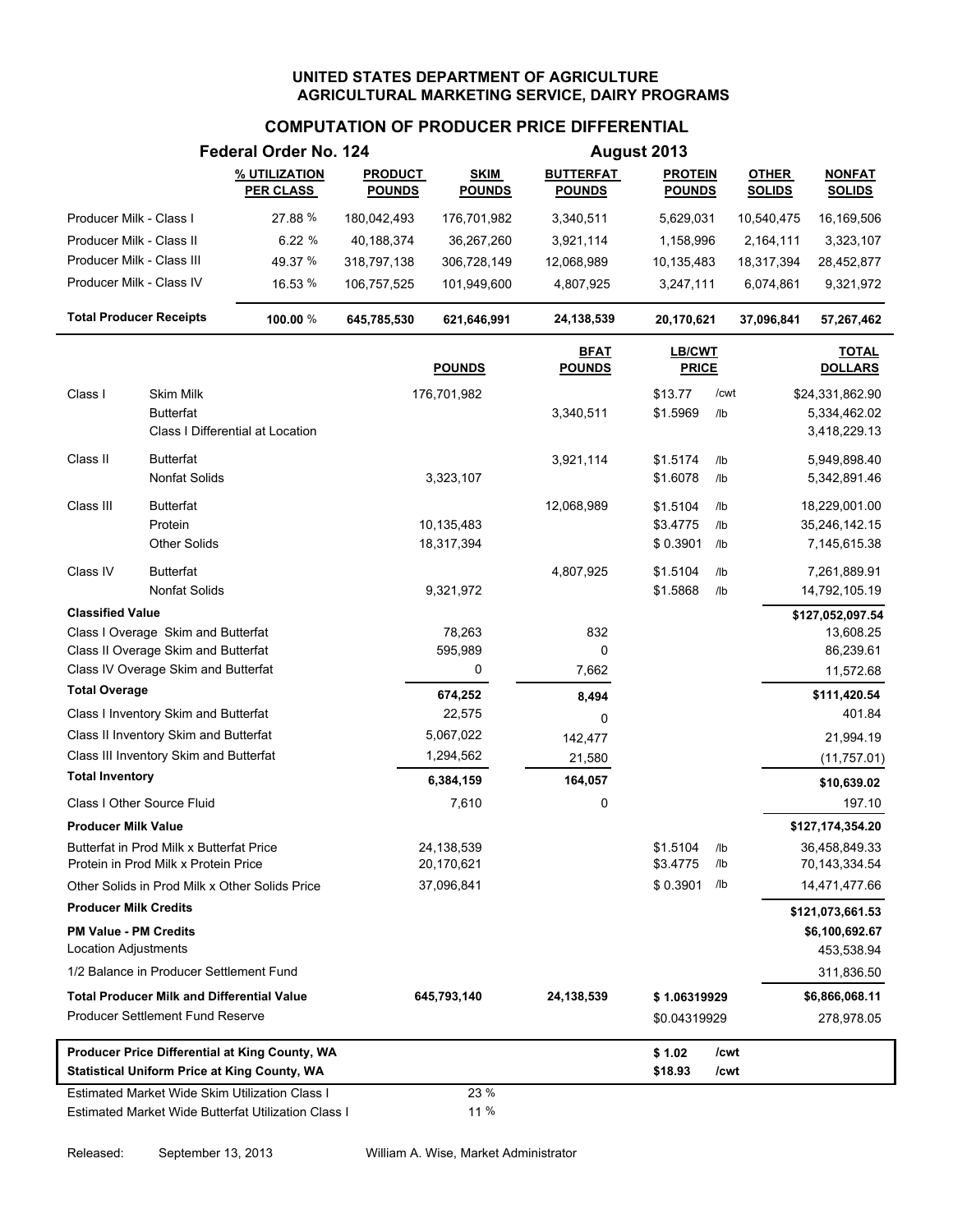**UNITED STATES DEPARTMENT OF AGRICULTURE**
**AGRICULTURAL MARKETING SERVICE, DAIRY PROGRAMS**

## COMPUTATION OF PRODUCER PRICE DIFFERENTIAL

**Federal Order No. 124** — **August 2013**

| | % UTILIZATION PER CLASS | PRODUCT POUNDS | SKIM POUNDS | BUTTERFAT POUNDS | PROTEIN POUNDS | OTHER SOLIDS | NONFAT SOLIDS |
|---|---|---|---|---|---|---|---|
| Producer Milk - Class I | 27.88 % | 180,042,493 | 176,701,982 | 3,340,511 | 5,629,031 | 10,540,475 | 16,169,506 |
| Producer Milk - Class II | 6.22 % | 40,188,374 | 36,267,260 | 3,921,114 | 1,158,996 | 2,164,111 | 3,323,107 |
| Producer Milk - Class III | 49.37 % | 318,797,138 | 306,728,149 | 12,068,989 | 10,135,483 | 18,317,394 | 28,452,877 |
| Producer Milk - Class IV | 16.53 % | 106,757,525 | 101,949,600 | 4,807,925 | 3,247,111 | 6,074,861 | 9,321,972 |
| **Total Producer Receipts** | **100.00 %** | **645,785,530** | **621,646,991** | **24,138,539** | **20,170,621** | **37,096,841** | **57,267,462** |

| | | POUNDS | BFAT POUNDS | LB/CWT PRICE | | TOTAL DOLLARS |
|---|---|---|---|---|---|---|
| Class I | Skim Milk | 176,701,982 | | $13.77 | /cwt | $24,331,862.90 |
| | Butterfat | | 3,340,511 | $1.5969 | /lb | 5,334,462.02 |
| | Class I Differential at Location | | | | | 3,418,229.13 |
| Class II | Butterfat | | 3,921,114 | $1.5174 | /lb | 5,949,898.40 |
| | Nonfat Solids | 3,323,107 | | $1.6078 | /lb | 5,342,891.46 |
| Class III | Butterfat | | 12,068,989 | $1.5104 | /lb | 18,229,001.00 |
| | Protein | 10,135,483 | | $3.4775 | /lb | 35,246,142.15 |
| | Other Solids | 18,317,394 | | $ 0.3901 | /lb | 7,145,615.38 |
| Class IV | Butterfat | | 4,807,925 | $1.5104 | /lb | 7,261,889.91 |
| | Nonfat Solids | 9,321,972 | | $1.5868 | /lb | 14,792,105.19 |
| **Classified Value** | | | | | | **$127,052,097.54** |
| Class I Overage Skim and Butterfat | | 78,263 | 832 | | | 13,608.25 |
| Class II Overage Skim and Butterfat | | 595,989 | 0 | | | 86,239.61 |
| Class IV Overage Skim and Butterfat | | 0 | 7,662 | | | 11,572.68 |
| **Total Overage** | | **674,252** | **8,494** | | | **$111,420.54** |
| Class I Inventory Skim and Butterfat | | 22,575 | 0 | | | 401.84 |
| Class II Inventory Skim and Butterfat | | 5,067,022 | 142,477 | | | 21,994.19 |
| Class III Inventory Skim and Butterfat | | 1,294,562 | 21,580 | | | (11,757.01) |
| **Total Inventory** | | **6,384,159** | **164,057** | | | **$10,639.02** |
| Class I Other Source Fluid | | 7,610 | 0 | | | 197.10 |
| **Producer Milk Value** | | | | | | **$127,174,354.20** |
| Butterfat in Prod Milk x Butterfat Price | | 24,138,539 | | $1.5104 | /lb | 36,458,849.33 |
| Protein in Prod Milk x Protein Price | | 20,170,621 | | $3.4775 | /lb | 70,143,334.54 |
| Other Solids in Prod Milk x Other Solids Price | | 37,096,841 | | $ 0.3901 | /lb | 14,471,477.66 |
| **Producer Milk Credits** | | | | | | **$121,073,661.53** |
| **PM Value - PM Credits** | | | | | | **$6,100,692.67** |
| Location Adjustments | | | | | | 453,538.94 |
| 1/2 Balance in Producer Settlement Fund | | | | | | 311,836.50 |
| **Total Producer Milk and Differential Value** | | **645,793,140** | **24,138,539** | **$ 1.06319929** | | **$6,866,068.11** |
| Producer Settlement Fund Reserve | | | | $0.04319929 | | 278,978.05 |
| **Producer Price Differential at King County, WA** | | | | **$ 1.02** | **/cwt** | |
| **Statistical Uniform Price at King County, WA** | | | | **$18.93** | **/cwt** | |
| Estimated Market Wide Skim Utilization Class I | | 23 % | | | | |
| Estimated Market Wide Butterfat Utilization Class I | | 11 % | | | | |

Released: September 13, 2013 — William A. Wise, Market Administrator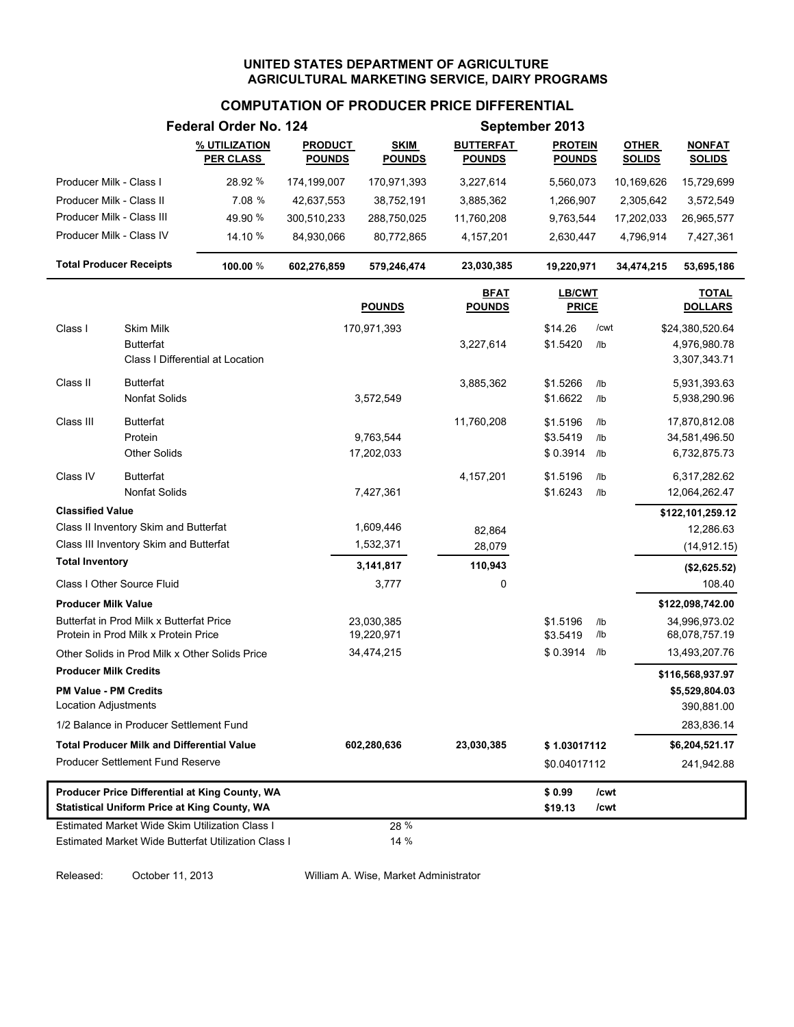# UNITED STATES DEPARTMENT OF AGRICULTURE
## AGRICULTURAL MARKETING SERVICE, DAIRY PROGRAMS

### COMPUTATION OF PRODUCER PRICE DIFFERENTIAL

**Federal Order No. 124** — **September 2013**

| | % UTILIZATION PER CLASS | PRODUCT POUNDS | SKIM POUNDS | BUTTERFAT POUNDS | PROTEIN POUNDS | OTHER SOLIDS | NONFAT SOLIDS |
|---|---|---|---|---|---|---|---|
| Producer Milk - Class I | 28.92 % | 174,199,007 | 170,971,393 | 3,227,614 | 5,560,073 | 10,169,626 | 15,729,699 |
| Producer Milk - Class II | 7.08 % | 42,637,553 | 38,752,191 | 3,885,362 | 1,266,907 | 2,305,642 | 3,572,549 |
| Producer Milk - Class III | 49.90 % | 300,510,233 | 288,750,025 | 11,760,208 | 9,763,544 | 17,202,033 | 26,965,577 |
| Producer Milk - Class IV | 14.10 % | 84,930,066 | 80,772,865 | 4,157,201 | 2,630,447 | 4,796,914 | 7,427,361 |
| **Total Producer Receipts** | **100.00 %** | **602,276,859** | **579,246,474** | **23,030,385** | **19,220,971** | **34,474,215** | **53,695,186** |

| | | POUNDS | BFAT POUNDS | LB/CWT PRICE | | TOTAL DOLLARS |
|---|---|---|---|---|---|---|
| Class I | Skim Milk | 170,971,393 | | $14.26 | /cwt | $24,380,520.64 |
| | Butterfat | | 3,227,614 | $1.5420 | /lb | 4,976,980.78 |
| | Class I Differential at Location | | | | | 3,307,343.71 |
| Class II | Butterfat | | 3,885,362 | $1.5266 | /lb | 5,931,393.63 |
| | Nonfat Solids | 3,572,549 | | $1.6622 | /lb | 5,938,290.96 |
| Class III | Butterfat | | 11,760,208 | $1.5196 | /lb | 17,870,812.08 |
| | Protein | 9,763,544 | | $3.5419 | /lb | 34,581,496.50 |
| | Other Solids | 17,202,033 | | $ 0.3914 | /lb | 6,732,875.73 |
| Class IV | Butterfat | | 4,157,201 | $1.5196 | /lb | 6,317,282.62 |
| | Nonfat Solids | 7,427,361 | | $1.6243 | /lb | 12,064,262.47 |
| **Classified Value** | | | | | | **$122,101,259.12** |
| Class II Inventory Skim and Butterfat | | 1,609,446 | 82,864 | | | 12,286.63 |
| Class III Inventory Skim and Butterfat | | 1,532,371 | 28,079 | | | (14,912.15) |
| **Total Inventory** | | **3,141,817** | **110,943** | | | **($2,625.52)** |
| Class I Other Source Fluid | | 3,777 | 0 | | | 108.40 |
| **Producer Milk Value** | | | | | | **$122,098,742.00** |
| Butterfat in Prod Milk x Butterfat Price | | 23,030,385 | | $1.5196 | /lb | 34,996,973.02 |
| Protein in Prod Milk x Protein Price | | 19,220,971 | | $3.5419 | /lb | 68,078,757.19 |
| Other Solids in Prod Milk x Other Solids Price | | 34,474,215 | | $ 0.3914 | /lb | 13,493,207.76 |
| **Producer Milk Credits** | | | | | | **$116,568,937.97** |
| **PM Value - PM Credits** | | | | | | **$5,529,804.03** |
| Location Adjustments | | | | | | 390,881.00 |
| 1/2 Balance in Producer Settlement Fund | | | | | | 283,836.14 |
| **Total Producer Milk and Differential Value** | | **602,280,636** | **23,030,385** | **$ 1.03017112** | | **$6,204,521.17** |
| Producer Settlement Fund Reserve | | | | $0.04017112 | | 241,942.88 |
| **Producer Price Differential at King County, WA** | | | | **$ 0.99** | **/cwt** | |
| **Statistical Uniform Price at King County, WA** | | | | **$19.13** | **/cwt** | |
| Estimated Market Wide Skim Utilization Class I | | 28 % | | | | |
| Estimated Market Wide Butterfat Utilization Class I | | 14 % | | | | |

Released: October 11, 2013 — William A. Wise, Market Administrator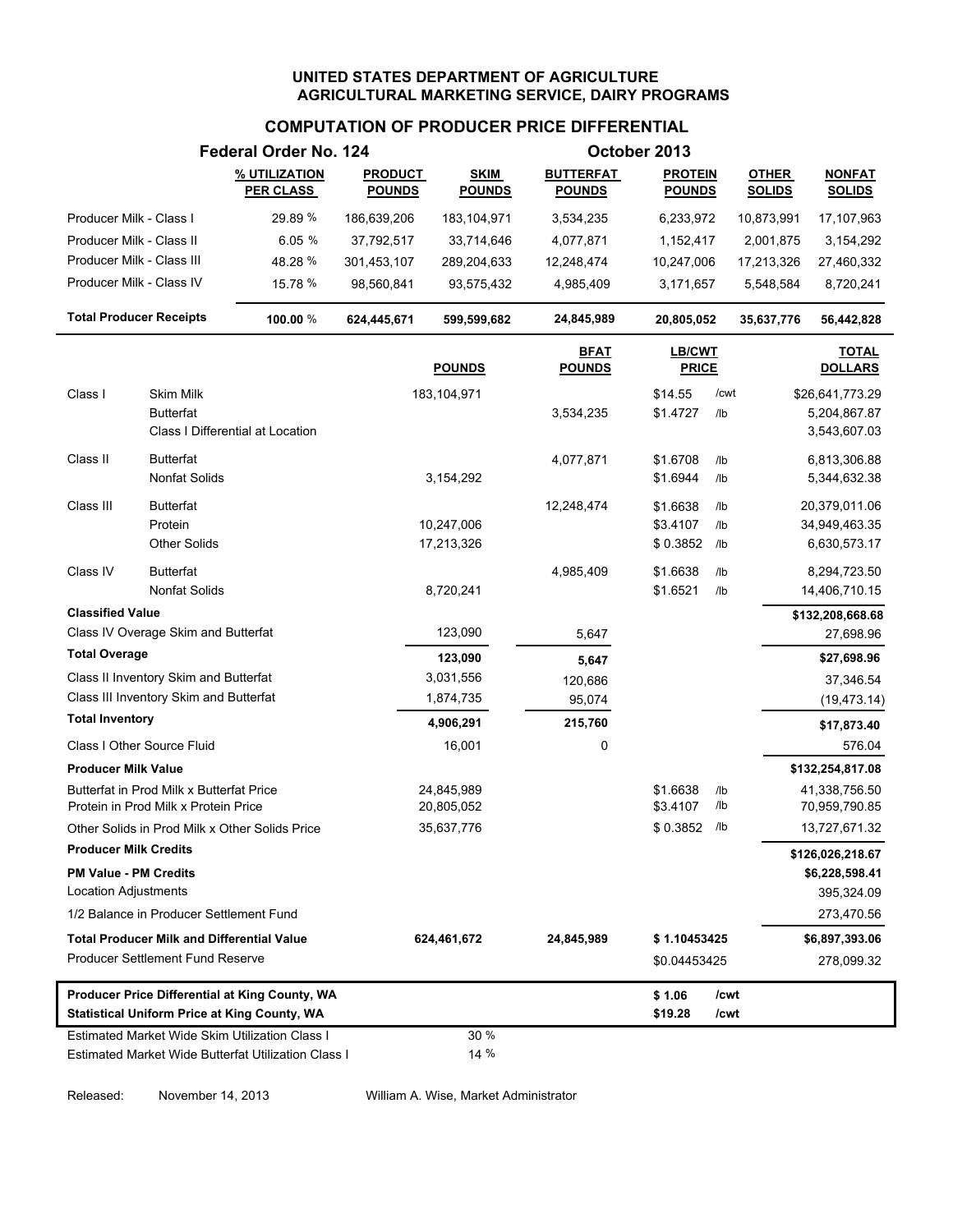# UNITED STATES DEPARTMENT OF AGRICULTURE
## AGRICULTURAL MARKETING SERVICE, DAIRY PROGRAMS

### COMPUTATION OF PRODUCER PRICE DIFFERENTIAL

**Federal Order No. 124** — **October 2013**

| | % UTILIZATION PER CLASS | PRODUCT POUNDS | SKIM POUNDS | BUTTERFAT POUNDS | PROTEIN POUNDS | OTHER SOLIDS | NONFAT SOLIDS |
|---|---|---|---|---|---|---|---|
| Producer Milk - Class I | 29.89 % | 186,639,206 | 183,104,971 | 3,534,235 | 6,233,972 | 10,873,991 | 17,107,963 |
| Producer Milk - Class II | 6.05 % | 37,792,517 | 33,714,646 | 4,077,871 | 1,152,417 | 2,001,875 | 3,154,292 |
| Producer Milk - Class III | 48.28 % | 301,453,107 | 289,204,633 | 12,248,474 | 10,247,006 | 17,213,326 | 27,460,332 |
| Producer Milk - Class IV | 15.78 % | 98,560,841 | 93,575,432 | 4,985,409 | 3,171,657 | 5,548,584 | 8,720,241 |
| **Total Producer Receipts** | **100.00 %** | **624,445,671** | **599,599,682** | **24,845,989** | **20,805,052** | **35,637,776** | **56,442,828** |

| | | POUNDS | BFAT POUNDS | LB/CWT PRICE | | TOTAL DOLLARS |
|---|---|---|---|---|---|---|
| Class I | Skim Milk | 183,104,971 | | $14.55 | /cwt | $26,641,773.29 |
| | Butterfat | | 3,534,235 | $1.4727 | /lb | 5,204,867.87 |
| | Class I Differential at Location | | | | | 3,543,607.03 |
| Class II | Butterfat | | 4,077,871 | $1.6708 | /lb | 6,813,306.88 |
| | Nonfat Solids | 3,154,292 | | $1.6944 | /lb | 5,344,632.38 |
| Class III | Butterfat | | 12,248,474 | $1.6638 | /lb | 20,379,011.06 |
| | Protein | 10,247,006 | | $3.4107 | /lb | 34,949,463.35 |
| | Other Solids | 17,213,326 | | $ 0.3852 | /lb | 6,630,573.17 |
| Class IV | Butterfat | | 4,985,409 | $1.6638 | /lb | 8,294,723.50 |
| | Nonfat Solids | 8,720,241 | | $1.6521 | /lb | 14,406,710.15 |
| **Classified Value** | | | | | | **$132,208,668.68** |
| Class IV Overage Skim and Butterfat | | 123,090 | 5,647 | | | 27,698.96 |
| **Total Overage** | | **123,090** | **5,647** | | | **$27,698.96** |
| Class II Inventory Skim and Butterfat | | 3,031,556 | 120,686 | | | 37,346.54 |
| Class III Inventory Skim and Butterfat | | 1,874,735 | 95,074 | | | (19,473.14) |
| **Total Inventory** | | **4,906,291** | **215,760** | | | **$17,873.40** |
| Class I Other Source Fluid | | 16,001 | 0 | | | 576.04 |
| **Producer Milk Value** | | | | | | **$132,254,817.08** |
| Butterfat in Prod Milk x Butterfat Price | | 24,845,989 | | $1.6638 | /lb | 41,338,756.50 |
| Protein in Prod Milk x Protein Price | | 20,805,052 | | $3.4107 | /lb | 70,959,790.85 |
| Other Solids in Prod Milk x Other Solids Price | | 35,637,776 | | $ 0.3852 | /lb | 13,727,671.32 |
| **Producer Milk Credits** | | | | | | **$126,026,218.67** |
| **PM Value - PM Credits** | | | | | | **$6,228,598.41** |
| Location Adjustments | | | | | | 395,324.09 |
| 1/2 Balance in Producer Settlement Fund | | | | | | 273,470.56 |
| **Total Producer Milk and Differential Value** | | **624,461,672** | **24,845,989** | **$ 1.10453425** | | **$6,897,393.06** |
| Producer Settlement Fund Reserve | | | | $0.04453425 | | 278,099.32 |

| | | |
|---|---|---|
| **Producer Price Differential at King County, WA** | **$ 1.06** | **/cwt** |
| **Statistical Uniform Price at King County, WA** | **$19.28** | **/cwt** |

| | |
|---|---|
| Estimated Market Wide Skim Utilization Class I | 30 % |
| Estimated Market Wide Butterfat Utilization Class I | 14 % |

Released: November 14, 2013 — William A. Wise, Market Administrator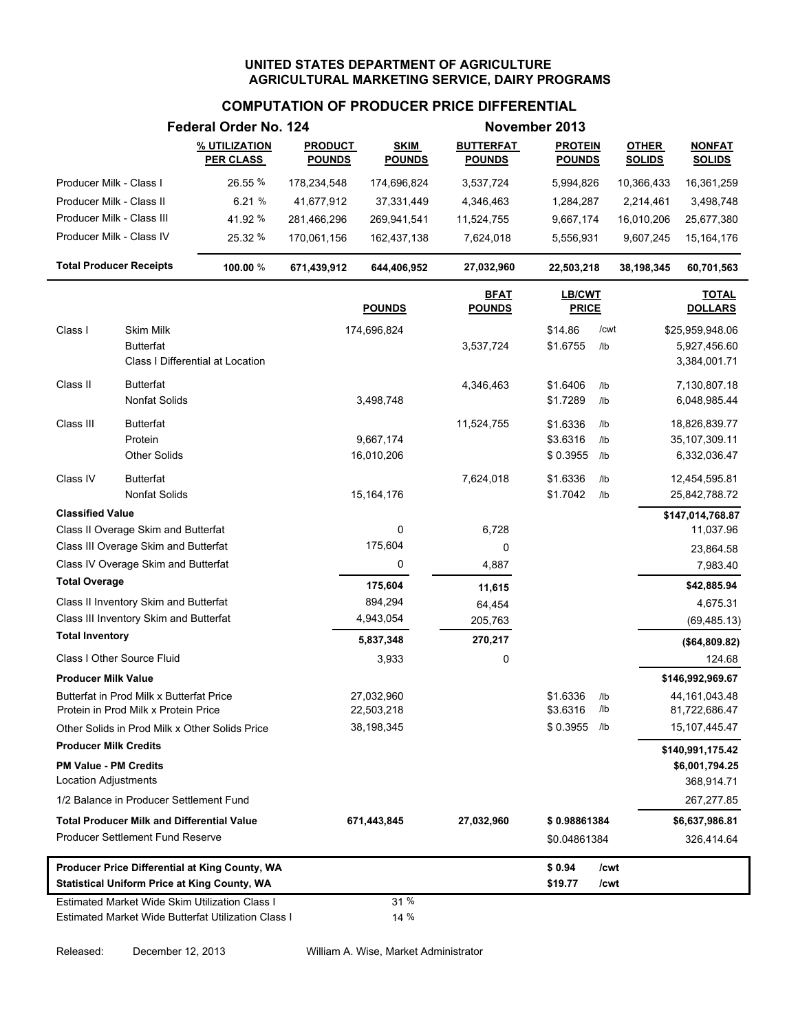**UNITED STATES DEPARTMENT OF AGRICULTURE**
**AGRICULTURAL MARKETING SERVICE, DAIRY PROGRAMS**

## COMPUTATION OF PRODUCER PRICE DIFFERENTIAL

**Federal Order No. 124** — **November 2013**

| | % UTILIZATION PER CLASS | PRODUCT POUNDS | SKIM POUNDS | BUTTERFAT POUNDS | PROTEIN POUNDS | OTHER SOLIDS | NONFAT SOLIDS |
|---|---|---|---|---|---|---|---|
| Producer Milk - Class I | 26.55 % | 178,234,548 | 174,696,824 | 3,537,724 | 5,994,826 | 10,366,433 | 16,361,259 |
| Producer Milk - Class II | 6.21 % | 41,677,912 | 37,331,449 | 4,346,463 | 1,284,287 | 2,214,461 | 3,498,748 |
| Producer Milk - Class III | 41.92 % | 281,466,296 | 269,941,541 | 11,524,755 | 9,667,174 | 16,010,206 | 25,677,380 |
| Producer Milk - Class IV | 25.32 % | 170,061,156 | 162,437,138 | 7,624,018 | 5,556,931 | 9,607,245 | 15,164,176 |
| **Total Producer Receipts** | **100.00 %** | **671,439,912** | **644,406,952** | **27,032,960** | **22,503,218** | **38,198,345** | **60,701,563** |

| | | POUNDS | BFAT POUNDS | LB/CWT PRICE | | TOTAL DOLLARS |
|---|---|---|---|---|---|---|
| Class I | Skim Milk | 174,696,824 | | $14.86 | /cwt | $25,959,948.06 |
| | Butterfat | | 3,537,724 | $1.6755 | /lb | 5,927,456.60 |
| | Class I Differential at Location | | | | | 3,384,001.71 |
| Class II | Butterfat | | 4,346,463 | $1.6406 | /lb | 7,130,807.18 |
| | Nonfat Solids | 3,498,748 | | $1.7289 | /lb | 6,048,985.44 |
| Class III | Butterfat | | 11,524,755 | $1.6336 | /lb | 18,826,839.77 |
| | Protein | 9,667,174 | | $3.6316 | /lb | 35,107,309.11 |
| | Other Solids | 16,010,206 | | $ 0.3955 | /lb | 6,332,036.47 |
| Class IV | Butterfat | | 7,624,018 | $1.6336 | /lb | 12,454,595.81 |
| | Nonfat Solids | 15,164,176 | | $1.7042 | /lb | 25,842,788.72 |
| **Classified Value** | | | | | | **$147,014,768.87** |
| Class II Overage Skim and Butterfat | | 0 | 6,728 | | | 11,037.96 |
| Class III Overage Skim and Butterfat | | 175,604 | 0 | | | 23,864.58 |
| Class IV Overage Skim and Butterfat | | 0 | 4,887 | | | 7,983.40 |
| **Total Overage** | | **175,604** | **11,615** | | | **$42,885.94** |
| Class II Inventory Skim and Butterfat | | 894,294 | 64,454 | | | 4,675.31 |
| Class III Inventory Skim and Butterfat | | 4,943,054 | 205,763 | | | (69,485.13) |
| **Total Inventory** | | **5,837,348** | **270,217** | | | **($64,809.82)** |
| Class I Other Source Fluid | | 3,933 | 0 | | | 124.68 |
| **Producer Milk Value** | | | | | | **$146,992,969.67** |
| Butterfat in Prod Milk x Butterfat Price | | 27,032,960 | | $1.6336 | /lb | 44,161,043.48 |
| Protein in Prod Milk x Protein Price | | 22,503,218 | | $3.6316 | /lb | 81,722,686.47 |
| Other Solids in Prod Milk x Other Solids Price | | 38,198,345 | | $ 0.3955 | /lb | 15,107,445.47 |
| **Producer Milk Credits** | | | | | | **$140,991,175.42** |
| **PM Value - PM Credits** | | | | | | **$6,001,794.25** |
| Location Adjustments | | | | | | 368,914.71 |
| 1/2 Balance in Producer Settlement Fund | | | | | | 267,277.85 |
| **Total Producer Milk and Differential Value** | | **671,443,845** | **27,032,960** | **$ 0.98861384** | | **$6,637,986.81** |
| Producer Settlement Fund Reserve | | | | $0.04861384 | | 326,414.64 |
| **Producer Price Differential at King County, WA** | | | | **$ 0.94** | **/cwt** | |
| **Statistical Uniform Price at King County, WA** | | | | **$19.77** | **/cwt** | |
| Estimated Market Wide Skim Utilization Class I | | 31 % | | | | |
| Estimated Market Wide Butterfat Utilization Class I | | 14 % | | | | |

Released: December 12, 2013 — William A. Wise, Market Administrator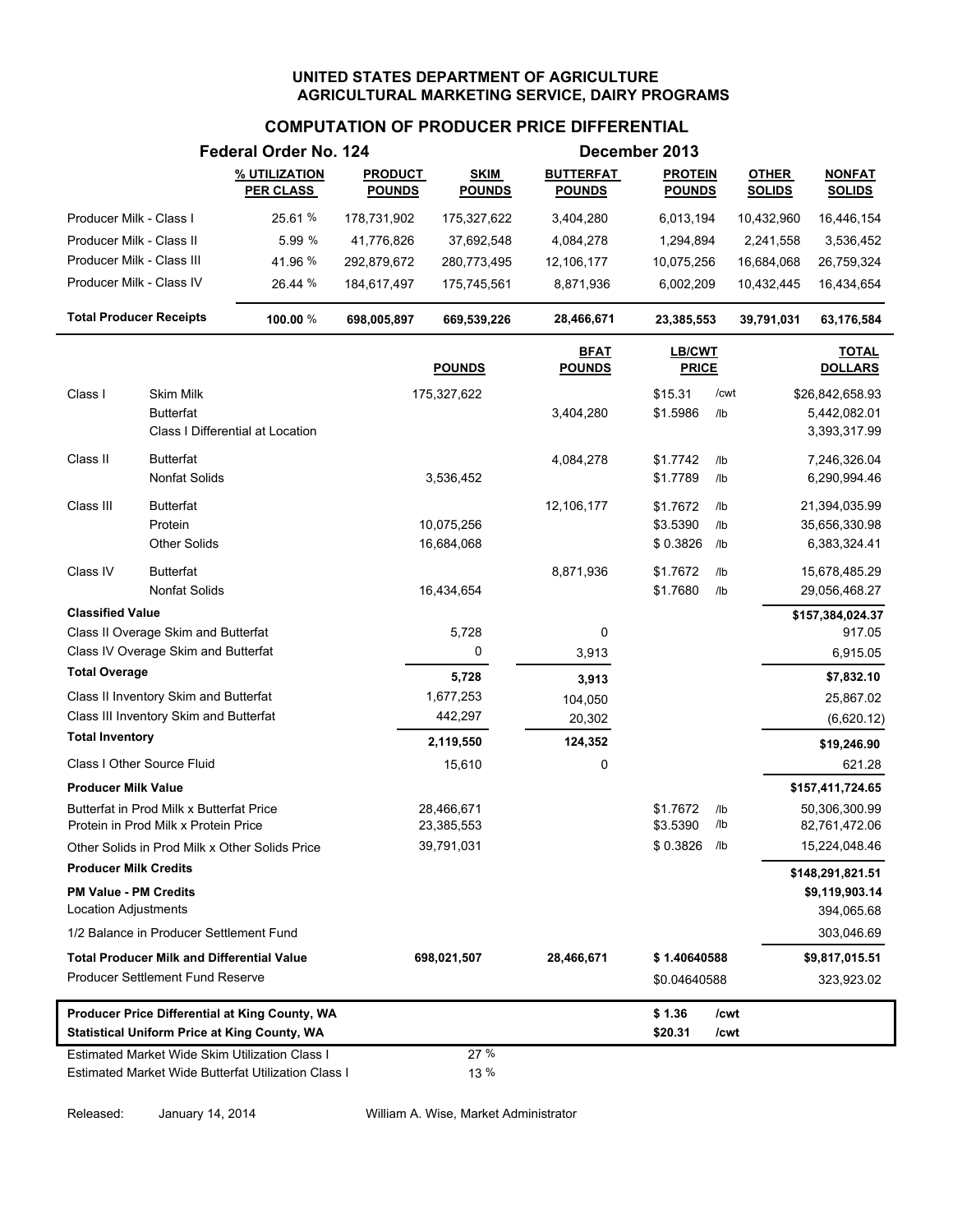# UNITED STATES DEPARTMENT OF AGRICULTURE
## AGRICULTURAL MARKETING SERVICE, DAIRY PROGRAMS

### COMPUTATION OF PRODUCER PRICE DIFFERENTIAL

**Federal Order No. 124** — **December 2013**

| | % UTILIZATION PER CLASS | PRODUCT POUNDS | SKIM POUNDS | BUTTERFAT POUNDS | PROTEIN POUNDS | OTHER SOLIDS | NONFAT SOLIDS |
|---|---|---|---|---|---|---|---|
| Producer Milk - Class I | 25.61 % | 178,731,902 | 175,327,622 | 3,404,280 | 6,013,194 | 10,432,960 | 16,446,154 |
| Producer Milk - Class II | 5.99 % | 41,776,826 | 37,692,548 | 4,084,278 | 1,294,894 | 2,241,558 | 3,536,452 |
| Producer Milk - Class III | 41.96 % | 292,879,672 | 280,773,495 | 12,106,177 | 10,075,256 | 16,684,068 | 26,759,324 |
| Producer Milk - Class IV | 26.44 % | 184,617,497 | 175,745,561 | 8,871,936 | 6,002,209 | 10,432,445 | 16,434,654 |
| **Total Producer Receipts** | **100.00 %** | **698,005,897** | **669,539,226** | **28,466,671** | **23,385,553** | **39,791,031** | **63,176,584** |

| | | POUNDS | BFAT POUNDS | LB/CWT PRICE | | TOTAL DOLLARS |
|---|---|---|---|---|---|---|
| Class I | Skim Milk | 175,327,622 | | $15.31 | /cwt | $26,842,658.93 |
| | Butterfat | | 3,404,280 | $1.5986 | /lb | 5,442,082.01 |
| | Class I Differential at Location | | | | | 3,393,317.99 |
| Class II | Butterfat | | 4,084,278 | $1.7742 | /lb | 7,246,326.04 |
| | Nonfat Solids | 3,536,452 | | $1.7789 | /lb | 6,290,994.46 |
| Class III | Butterfat | | 12,106,177 | $1.7672 | /lb | 21,394,035.99 |
| | Protein | 10,075,256 | | $3.5390 | /lb | 35,656,330.98 |
| | Other Solids | 16,684,068 | | $ 0.3826 | /lb | 6,383,324.41 |
| Class IV | Butterfat | | 8,871,936 | $1.7672 | /lb | 15,678,485.29 |
| | Nonfat Solids | 16,434,654 | | $1.7680 | /lb | 29,056,468.27 |
| **Classified Value** | | | | | | **$157,384,024.37** |
| Class II Overage Skim and Butterfat | | 5,728 | 0 | | | 917.05 |
| Class IV Overage Skim and Butterfat | | 0 | 3,913 | | | 6,915.05 |
| **Total Overage** | | **5,728** | **3,913** | | | **$7,832.10** |
| Class II Inventory Skim and Butterfat | | 1,677,253 | 104,050 | | | 25,867.02 |
| Class III Inventory Skim and Butterfat | | 442,297 | 20,302 | | | (6,620.12) |
| **Total Inventory** | | **2,119,550** | **124,352** | | | **$19,246.90** |
| Class I Other Source Fluid | | 15,610 | 0 | | | 621.28 |
| **Producer Milk Value** | | | | | | **$157,411,724.65** |
| Butterfat in Prod Milk x Butterfat Price | | 28,466,671 | | $1.7672 | /lb | 50,306,300.99 |
| Protein in Prod Milk x Protein Price | | 23,385,553 | | $3.5390 | /lb | 82,761,472.06 |
| Other Solids in Prod Milk x Other Solids Price | | 39,791,031 | | $ 0.3826 | /lb | 15,224,048.46 |
| **Producer Milk Credits** | | | | | | **$148,291,821.51** |
| **PM Value - PM Credits** | | | | | | **$9,119,903.14** |
| Location Adjustments | | | | | | 394,065.68 |
| 1/2 Balance in Producer Settlement Fund | | | | | | 303,046.69 |
| **Total Producer Milk and Differential Value** | | **698,021,507** | **28,466,671** | **$ 1.40640588** | | **$9,817,015.51** |
| Producer Settlement Fund Reserve | | | | $0.04640588 | | 323,923.02 |
| **Producer Price Differential at King County, WA** | | | | **$ 1.36** | **/cwt** | |
| **Statistical Uniform Price at King County, WA** | | | | **$20.31** | **/cwt** | |
| Estimated Market Wide Skim Utilization Class I | | 27 % | | | | |
| Estimated Market Wide Butterfat Utilization Class I | | 13 % | | | | |

Released: January 14, 2014 — William A. Wise, Market Administrator